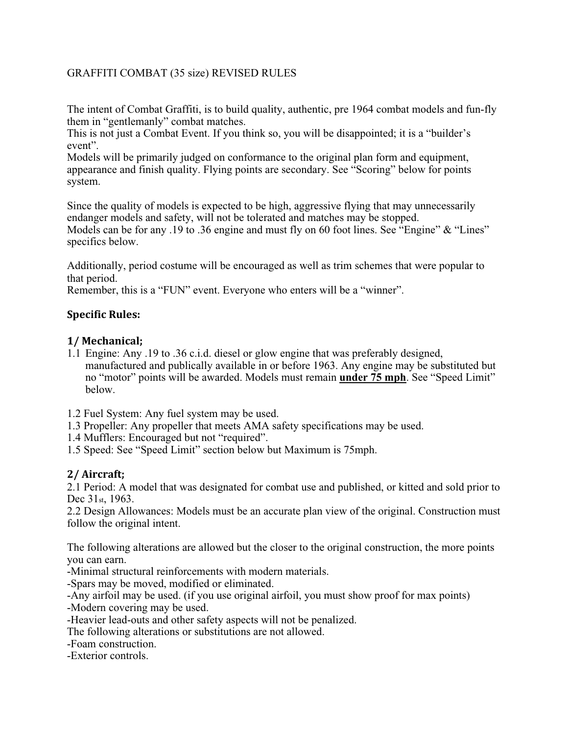GRAFFITI COMBAT (35 size) REVISED RULES

The intent of Combat Graffiti, is to build quality, authentic, pre 1964 combat models and fun-fly them in "gentlemanly" combat matches.
This is not just a Combat Event. If you think so, you will be disappointed; it is a "builder's event".
Models will be primarily judged on conformance to the original plan form and equipment, appearance and finish quality. Flying points are secondary. See "Scoring" below for points system.

Since the quality of models is expected to be high, aggressive flying that may unnecessarily endanger models and safety, will not be tolerated and matches may be stopped.
Models can be for any .19 to .36 engine and must fly on 60 foot lines. See "Engine" & "Lines" specifics below.

Additionally, period costume will be encouraged as well as trim schemes that were popular to that period.
Remember, this is a "FUN" event. Everyone who enters will be a "winner".

## Specific Rules:

### 1/ Mechanical;

1.1 Engine: Any .19 to .36 c.i.d. diesel or glow engine that was preferably designed, manufactured and publically available in or before 1963. Any engine may be substituted but no "motor" points will be awarded. Models must remain **<u>under 75 mph</u>**. See "Speed Limit" below.

1.2 Fuel System: Any fuel system may be used.
1.3 Propeller: Any propeller that meets AMA safety specifications may be used.
1.4 Mufflers: Encouraged but not "required".
1.5 Speed: See "Speed Limit" section below but Maximum is 75mph.

### 2/ Aircraft;

2.1 Period: A model that was designated for combat use and published, or kitted and sold prior to Dec 31st, 1963.
2.2 Design Allowances: Models must be an accurate plan view of the original. Construction must follow the original intent.

The following alterations are allowed but the closer to the original construction, the more points you can earn.
-Minimal structural reinforcements with modern materials.
-Spars may be moved, modified or eliminated.
-Any airfoil may be used. (if you use original airfoil, you must show proof for max points)
-Modern covering may be used.
-Heavier lead-outs and other safety aspects will not be penalized.
The following alterations or substitutions are not allowed.
-Foam construction.
-Exterior controls.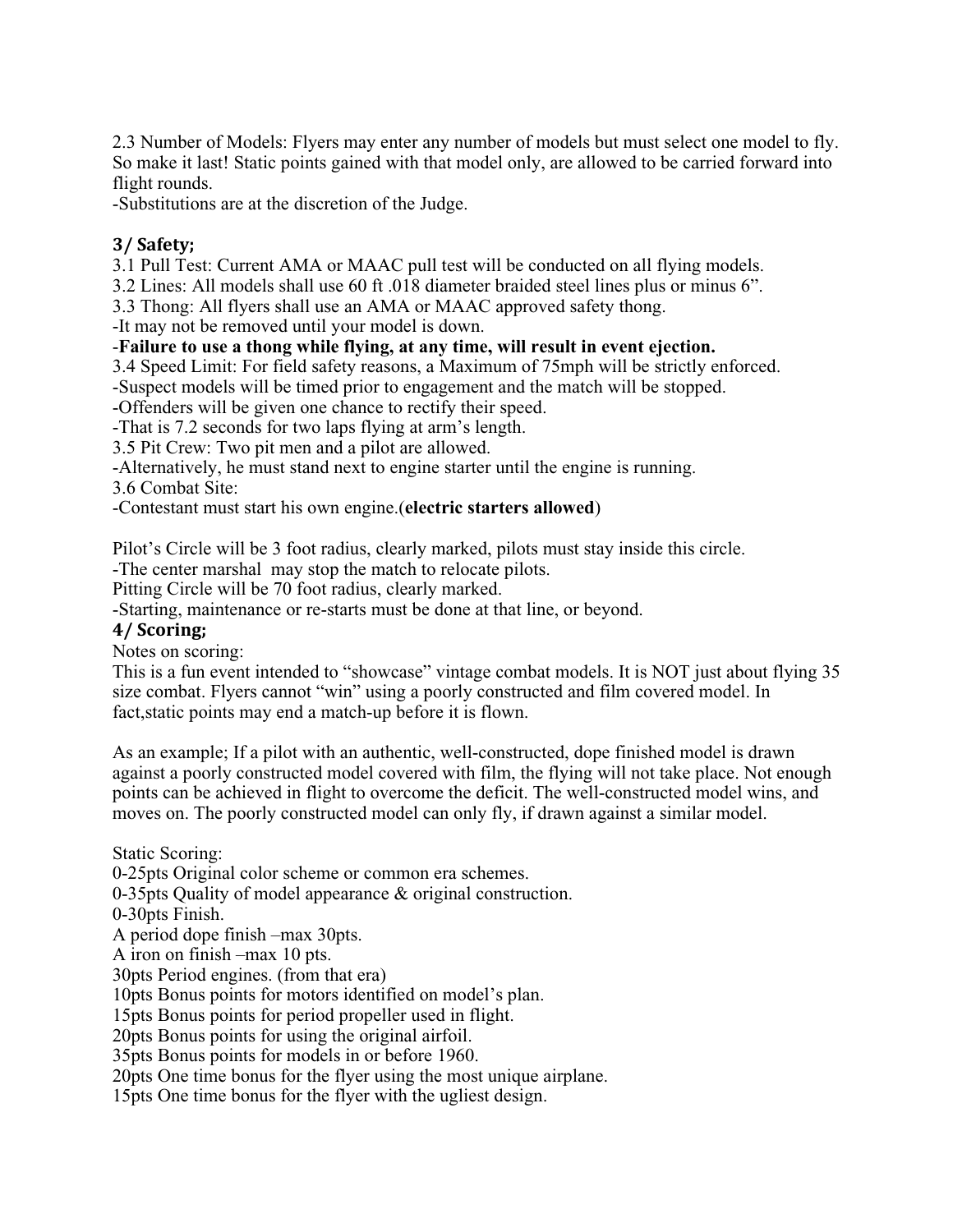2.3 Number of Models: Flyers may enter any number of models but must select one model to fly. So make it last! Static points gained with that model only, are allowed to be carried forward into flight rounds.
-Substitutions are at the discretion of the Judge.

## 3/ Safety;

3.1 Pull Test: Current AMA or MAAC pull test will be conducted on all flying models.
3.2 Lines: All models shall use 60 ft .018 diameter braided steel lines plus or minus 6".
3.3 Thong: All flyers shall use an AMA or MAAC approved safety thong.
-It may not be removed until your model is down.
-**Failure to use a thong while flying, at any time, will result in event ejection.**
3.4 Speed Limit: For field safety reasons, a Maximum of 75mph will be strictly enforced.
-Suspect models will be timed prior to engagement and the match will be stopped.
-Offenders will be given one chance to rectify their speed.
-That is 7.2 seconds for two laps flying at arm's length.
3.5 Pit Crew: Two pit men and a pilot are allowed.
-Alternatively, he must stand next to engine starter until the engine is running.
3.6 Combat Site:
-Contestant must start his own engine.(**electric starters allowed**)

Pilot's Circle will be 3 foot radius, clearly marked, pilots must stay inside this circle.
-The center marshal may stop the match to relocate pilots.
Pitting Circle will be 70 foot radius, clearly marked.
-Starting, maintenance or re-starts must be done at that line, or beyond.

## 4/ Scoring;

Notes on scoring:
This is a fun event intended to "showcase" vintage combat models. It is NOT just about flying 35 size combat. Flyers cannot "win" using a poorly constructed and film covered model. In fact,static points may end a match-up before it is flown.

As an example; If a pilot with an authentic, well-constructed, dope finished model is drawn against a poorly constructed model covered with film, the flying will not take place. Not enough points can be achieved in flight to overcome the deficit. The well-constructed model wins, and moves on. The poorly constructed model can only fly, if drawn against a similar model.

Static Scoring:
0-25pts Original color scheme or common era schemes.
0-35pts Quality of model appearance & original construction.
0-30pts Finish.
A period dope finish –max 30pts.
A iron on finish –max 10 pts.
30pts Period engines. (from that era)
10pts Bonus points for motors identified on model's plan.
15pts Bonus points for period propeller used in flight.
20pts Bonus points for using the original airfoil.
35pts Bonus points for models in or before 1960.
20pts One time bonus for the flyer using the most unique airplane.
15pts One time bonus for the flyer with the ugliest design.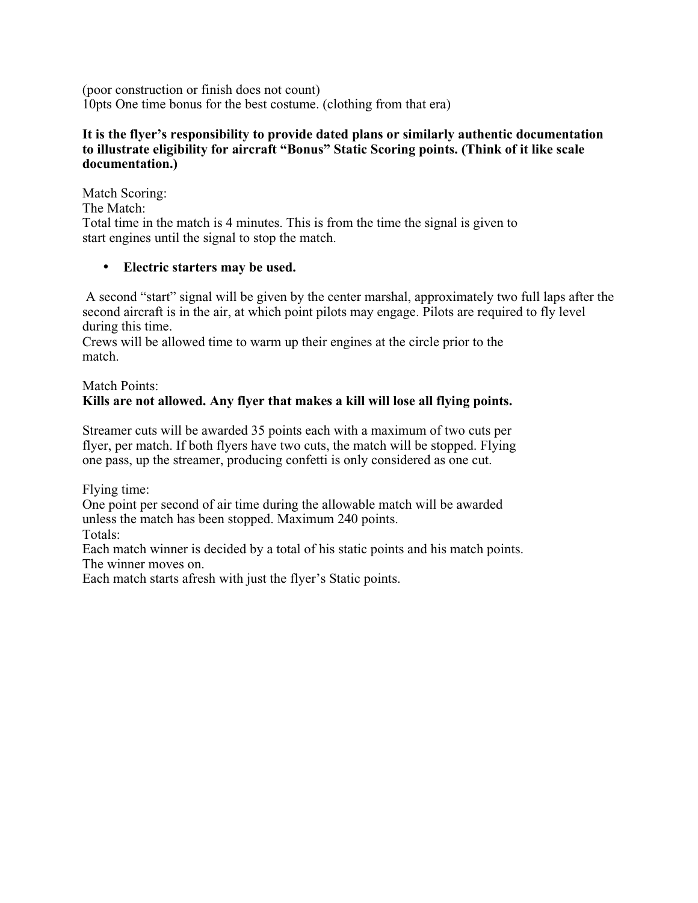(poor construction or finish does not count)
10pts One time bonus for the best costume. (clothing from that era)

**It is the flyer's responsibility to provide dated plans or similarly authentic documentation to illustrate eligibility for aircraft "Bonus" Static Scoring points. (Think of it like scale documentation.)**

Match Scoring:
The Match:
Total time in the match is 4 minutes. This is from the time the signal is given to start engines until the signal to stop the match.

- **Electric starters may be used.**

A second "start" signal will be given by the center marshal, approximately two full laps after the second aircraft is in the air, at which point pilots may engage. Pilots are required to fly level during this time.
Crews will be allowed time to warm up their engines at the circle prior to the match.

Match Points:
**Kills are not allowed. Any flyer that makes a kill will lose all flying points.**

Streamer cuts will be awarded 35 points each with a maximum of two cuts per flyer, per match. If both flyers have two cuts, the match will be stopped. Flying one pass, up the streamer, producing confetti is only considered as one cut.

Flying time:
One point per second of air time during the allowable match will be awarded unless the match has been stopped. Maximum 240 points.
Totals:
Each match winner is decided by a total of his static points and his match points.
The winner moves on.
Each match starts afresh with just the flyer's Static points.